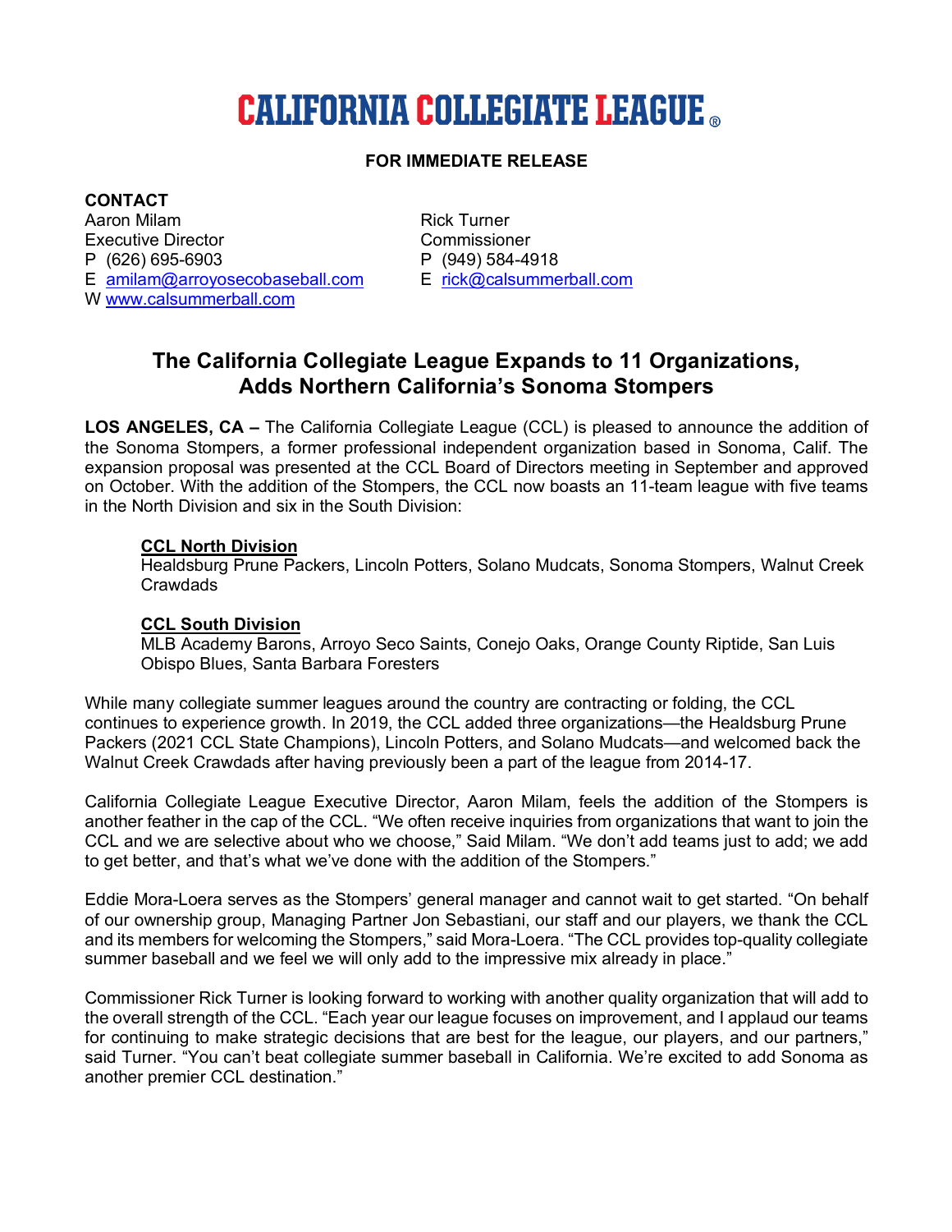# CALIFORNIA COLLEGIATE LEAGUE®

**FOR IMMEDIATE RELEASE**

**CONTACT**

Aaron Milam
Executive Director
P (626) 695-6903
E amilam@arroyosecobaseball.com
W www.calsummerball.com

Rick Turner
Commissioner
P (949) 584-4918
E rick@calsummerball.com

## The California Collegiate League Expands to 11 Organizations, Adds Northern California's Sonoma Stompers

**LOS ANGELES, CA –** The California Collegiate League (CCL) is pleased to announce the addition of the Sonoma Stompers, a former professional independent organization based in Sonoma, Calif. The expansion proposal was presented at the CCL Board of Directors meeting in September and approved on October. With the addition of the Stompers, the CCL now boasts an 11-team league with five teams in the North Division and six in the South Division:

**CCL North Division**
Healdsburg Prune Packers, Lincoln Potters, Solano Mudcats, Sonoma Stompers, Walnut Creek Crawdads

**CCL South Division**
MLB Academy Barons, Arroyo Seco Saints, Conejo Oaks, Orange County Riptide, San Luis Obispo Blues, Santa Barbara Foresters

While many collegiate summer leagues around the country are contracting or folding, the CCL continues to experience growth. In 2019, the CCL added three organizations—the Healdsburg Prune Packers (2021 CCL State Champions), Lincoln Potters, and Solano Mudcats—and welcomed back the Walnut Creek Crawdads after having previously been a part of the league from 2014-17.

California Collegiate League Executive Director, Aaron Milam, feels the addition of the Stompers is another feather in the cap of the CCL. "We often receive inquiries from organizations that want to join the CCL and we are selective about who we choose," Said Milam. "We don't add teams just to add; we add to get better, and that's what we've done with the addition of the Stompers."

Eddie Mora-Loera serves as the Stompers' general manager and cannot wait to get started. "On behalf of our ownership group, Managing Partner Jon Sebastiani, our staff and our players, we thank the CCL and its members for welcoming the Stompers," said Mora-Loera. "The CCL provides top-quality collegiate summer baseball and we feel we will only add to the impressive mix already in place."

Commissioner Rick Turner is looking forward to working with another quality organization that will add to the overall strength of the CCL. "Each year our league focuses on improvement, and I applaud our teams for continuing to make strategic decisions that are best for the league, our players, and our partners," said Turner. "You can't beat collegiate summer baseball in California. We're excited to add Sonoma as another premier CCL destination."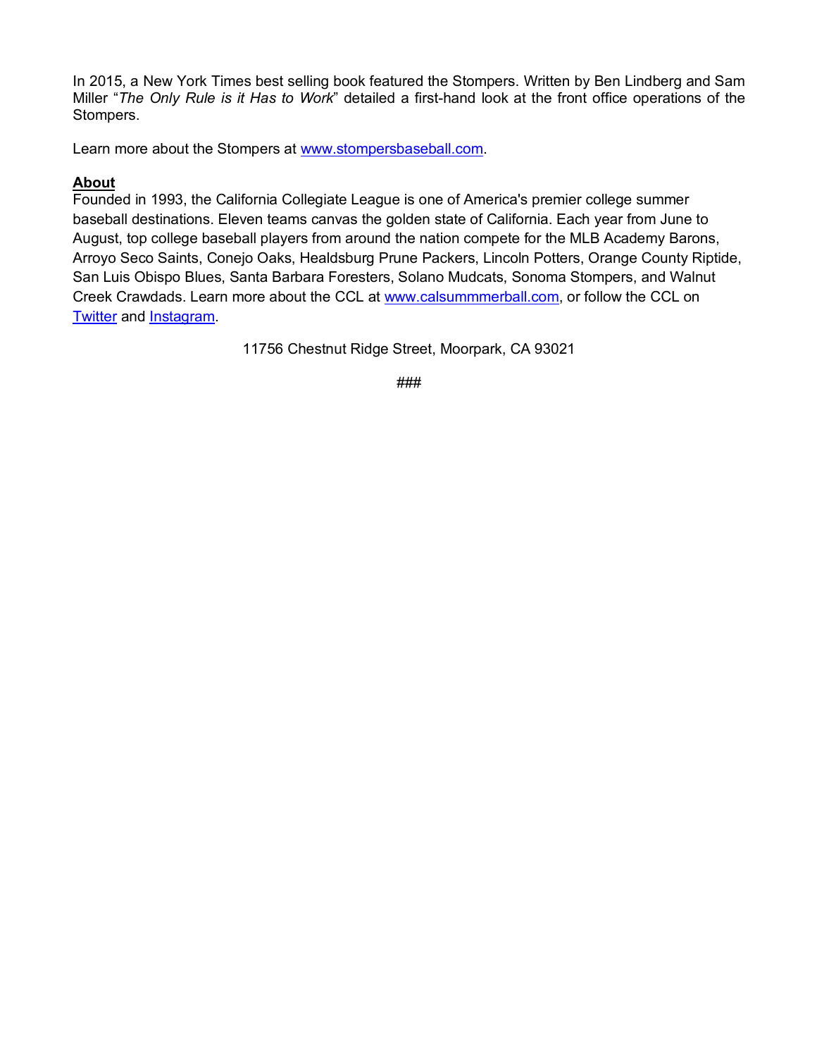In 2015, a New York Times best selling book featured the Stompers. Written by Ben Lindberg and Sam Miller "*The Only Rule is it Has to Work*" detailed a first-hand look at the front office operations of the Stompers.

Learn more about the Stompers at [www.stompersbaseball.com](www.stompersbaseball.com).

**About**

Founded in 1993, the California Collegiate League is one of America's premier college summer baseball destinations. Eleven teams canvas the golden state of California. Each year from June to August, top college baseball players from around the nation compete for the MLB Academy Barons, Arroyo Seco Saints, Conejo Oaks, Healdsburg Prune Packers, Lincoln Potters, Orange County Riptide, San Luis Obispo Blues, Santa Barbara Foresters, Solano Mudcats, Sonoma Stompers, and Walnut Creek Crawdads. Learn more about the CCL at [www.calsummmerball.com](www.calsummmerball.com), or follow the CCL on Twitter and Instagram.

11756 Chestnut Ridge Street, Moorpark, CA 93021

###